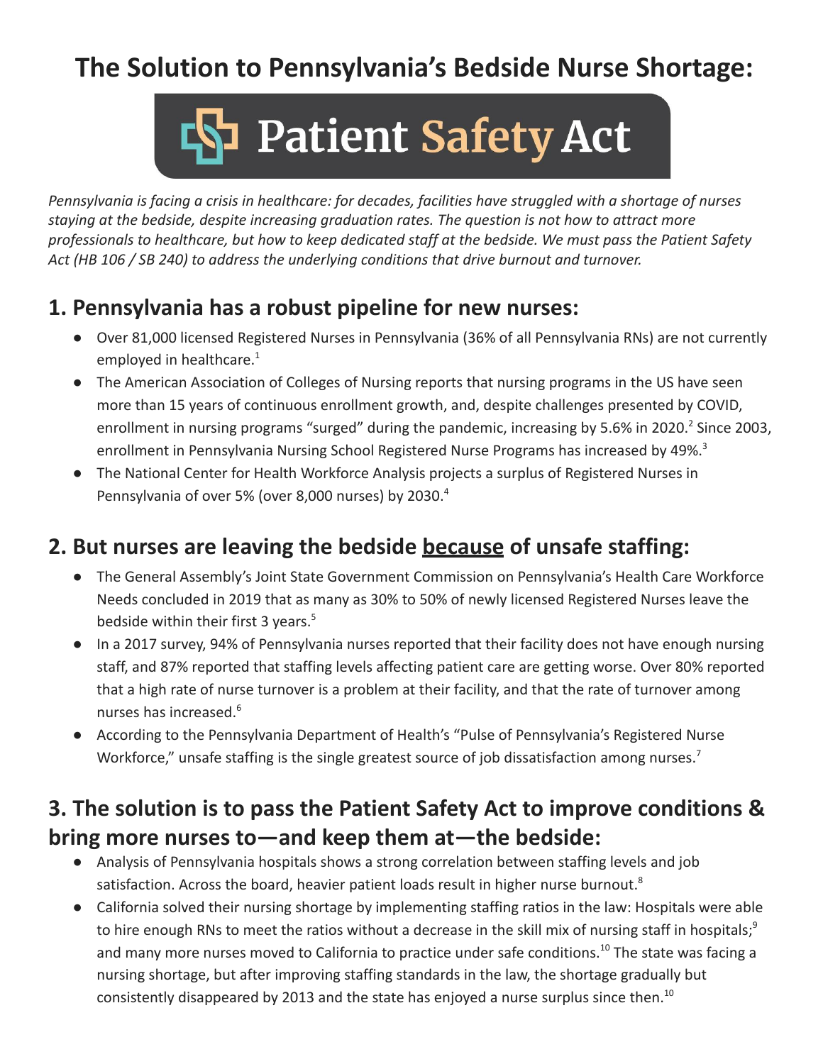# The Solution to Pennsylvania's Bedside Nurse Shortage:

# Patient Safety Act

*Pennsylvania is facing a crisis in healthcare: for decades, facilities have struggled with a shortage of nurses staying at the bedside, despite increasing graduation rates. The question is not how to attract more professionals to healthcare, but how to keep dedicated staff at the bedside. We must pass the Patient Safety Act (HB 106 / SB 240) to address the underlying conditions that drive burnout and turnover.*

## 1. Pennsylvania has a robust pipeline for new nurses:

- Over 81,000 licensed Registered Nurses in Pennsylvania (36% of all Pennsylvania RNs) are not currently employed in healthcare.[1]
- The American Association of Colleges of Nursing reports that nursing programs in the US have seen more than 15 years of continuous enrollment growth, and, despite challenges presented by COVID, enrollment in nursing programs "surged" during the pandemic, increasing by 5.6% in 2020.[2] Since 2003, enrollment in Pennsylvania Nursing School Registered Nurse Programs has increased by 49%.[3]
- The National Center for Health Workforce Analysis projects a surplus of Registered Nurses in Pennsylvania of over 5% (over 8,000 nurses) by 2030.[4]

## 2. But nurses are leaving the bedside <u>because</u> of unsafe staffing:

- The General Assembly's Joint State Government Commission on Pennsylvania's Health Care Workforce Needs concluded in 2019 that as many as 30% to 50% of newly licensed Registered Nurses leave the bedside within their first 3 years.[5]
- In a 2017 survey, 94% of Pennsylvania nurses reported that their facility does not have enough nursing staff, and 87% reported that staffing levels affecting patient care are getting worse. Over 80% reported that a high rate of nurse turnover is a problem at their facility, and that the rate of turnover among nurses has increased.[6]
- According to the Pennsylvania Department of Health's "Pulse of Pennsylvania's Registered Nurse Workforce," unsafe staffing is the single greatest source of job dissatisfaction among nurses.[7]

## 3. The solution is to pass the Patient Safety Act to improve conditions & bring more nurses to—and keep them at—the bedside:

- Analysis of Pennsylvania hospitals shows a strong correlation between staffing levels and job satisfaction. Across the board, heavier patient loads result in higher nurse burnout.[8]
- California solved their nursing shortage by implementing staffing ratios in the law: Hospitals were able to hire enough RNs to meet the ratios without a decrease in the skill mix of nursing staff in hospitals;[9] and many more nurses moved to California to practice under safe conditions.[10] The state was facing a nursing shortage, but after improving staffing standards in the law, the shortage gradually but consistently disappeared by 2013 and the state has enjoyed a nurse surplus since then.[10]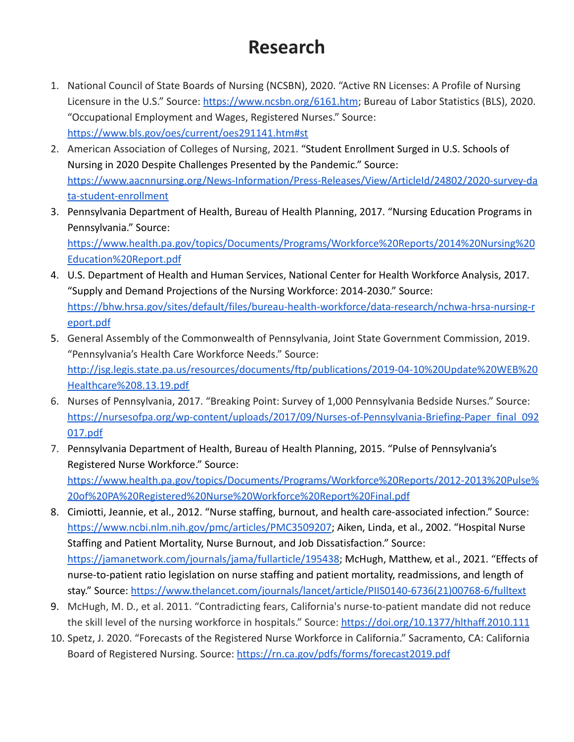# Research

1. National Council of State Boards of Nursing (NCSBN), 2020. "Active RN Licenses: A Profile of Nursing Licensure in the U.S." Source: https://www.ncsbn.org/6161.htm; Bureau of Labor Statistics (BLS), 2020. "Occupational Employment and Wages, Registered Nurses." Source: https://www.bls.gov/oes/current/oes291141.htm#st
2. American Association of Colleges of Nursing, 2021. "Student Enrollment Surged in U.S. Schools of Nursing in 2020 Despite Challenges Presented by the Pandemic." Source: https://www.aacnnursing.org/News-Information/Press-Releases/View/ArticleId/24802/2020-survey-data-student-enrollment
3. Pennsylvania Department of Health, Bureau of Health Planning, 2017. "Nursing Education Programs in Pennsylvania." Source: https://www.health.pa.gov/topics/Documents/Programs/Workforce%20Reports/2014%20Nursing%20Education%20Report.pdf
4. U.S. Department of Health and Human Services, National Center for Health Workforce Analysis, 2017. "Supply and Demand Projections of the Nursing Workforce: 2014-2030." Source: https://bhw.hrsa.gov/sites/default/files/bureau-health-workforce/data-research/nchwa-hrsa-nursing-report.pdf
5. General Assembly of the Commonwealth of Pennsylvania, Joint State Government Commission, 2019. "Pennsylvania's Health Care Workforce Needs." Source: http://jsg.legis.state.pa.us/resources/documents/ftp/publications/2019-04-10%20Update%20WEB%20Healthcare%208.13.19.pdf
6. Nurses of Pennsylvania, 2017. "Breaking Point: Survey of 1,000 Pennsylvania Bedside Nurses." Source: https://nursesofpa.org/wp-content/uploads/2017/09/Nurses-of-Pennsylvania-Briefing-Paper_final_092017.pdf
7. Pennsylvania Department of Health, Bureau of Health Planning, 2015. "Pulse of Pennsylvania's Registered Nurse Workforce." Source: https://www.health.pa.gov/topics/Documents/Programs/Workforce%20Reports/2012-2013%20Pulse%20of%20PA%20Registered%20Nurse%20Workforce%20Report%20Final.pdf
8. Cimiotti, Jeannie, et al., 2012. "Nurse staffing, burnout, and health care-associated infection." Source: https://www.ncbi.nlm.nih.gov/pmc/articles/PMC3509207; Aiken, Linda, et al., 2002. "Hospital Nurse Staffing and Patient Mortality, Nurse Burnout, and Job Dissatisfaction." Source: https://jamanetwork.com/journals/jama/fullarticle/195438; McHugh, Matthew, et al., 2021. "Effects of nurse-to-patient ratio legislation on nurse staffing and patient mortality, readmissions, and length of stay." Source: https://www.thelancet.com/journals/lancet/article/PIIS0140-6736(21)00768-6/fulltext
9. McHugh, M. D., et al. 2011. "Contradicting fears, California's nurse-to-patient mandate did not reduce the skill level of the nursing workforce in hospitals." Source: https://doi.org/10.1377/hlthaff.2010.111
10. Spetz, J. 2020. "Forecasts of the Registered Nurse Workforce in California." Sacramento, CA: California Board of Registered Nursing. Source: https://rn.ca.gov/pdfs/forms/forecast2019.pdf